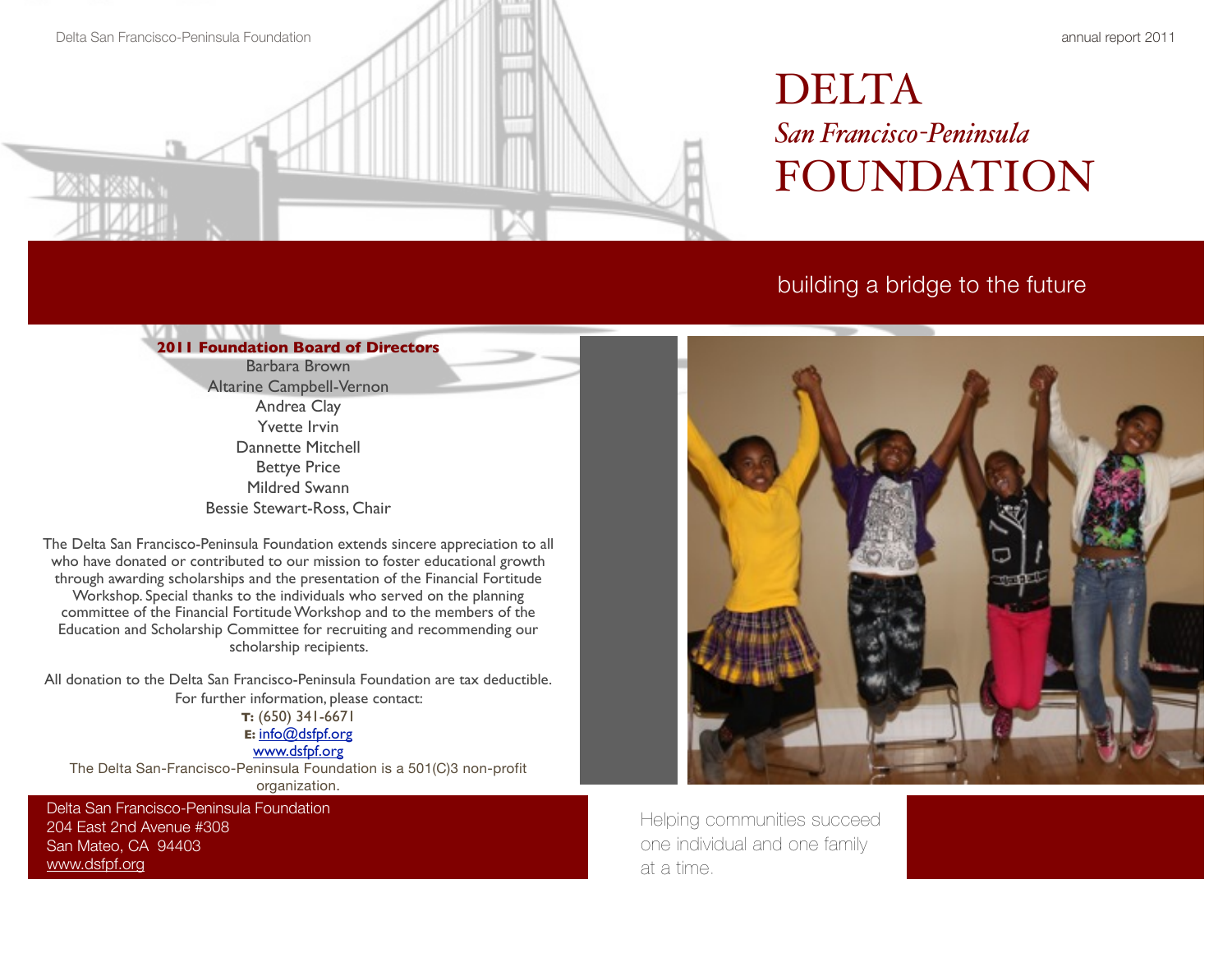# DELTA
## *San Francisco-Peninsula*
# FOUNDATION

building a bridge to the future

**2011 Foundation Board of Directors**

Barbara Brown
Altarine Campbell-Vernon
Andrea Clay
Yvette Irvin
Dannette Mitchell
Bettye Price
Mildred Swann
Bessie Stewart-Ross, Chair

The Delta San Francisco-Peninsula Foundation extends sincere appreciation to all who have donated or contributed to our mission to foster educational growth through awarding scholarships and the presentation of the Financial Fortitude Workshop. Special thanks to the individuals who served on the planning committee of the Financial Fortitude Workshop and to the members of the Education and Scholarship Committee for recruiting and recommending our scholarship recipients.

All donation to the Delta San Francisco-Peninsula Foundation are tax deductible. For further information, please contact:

**T:** (650) 341-6671
**E:** info@dsfpf.org
www.dsfpf.org

The Delta San-Francisco-Peninsula Foundation is a 501(C)3 non-profit organization.

Delta San Francisco-Peninsula Foundation
204 East 2nd Avenue #308
San Mateo, CA 94403
www.dsfpf.org

Helping communities succeed one individual and one family at a time.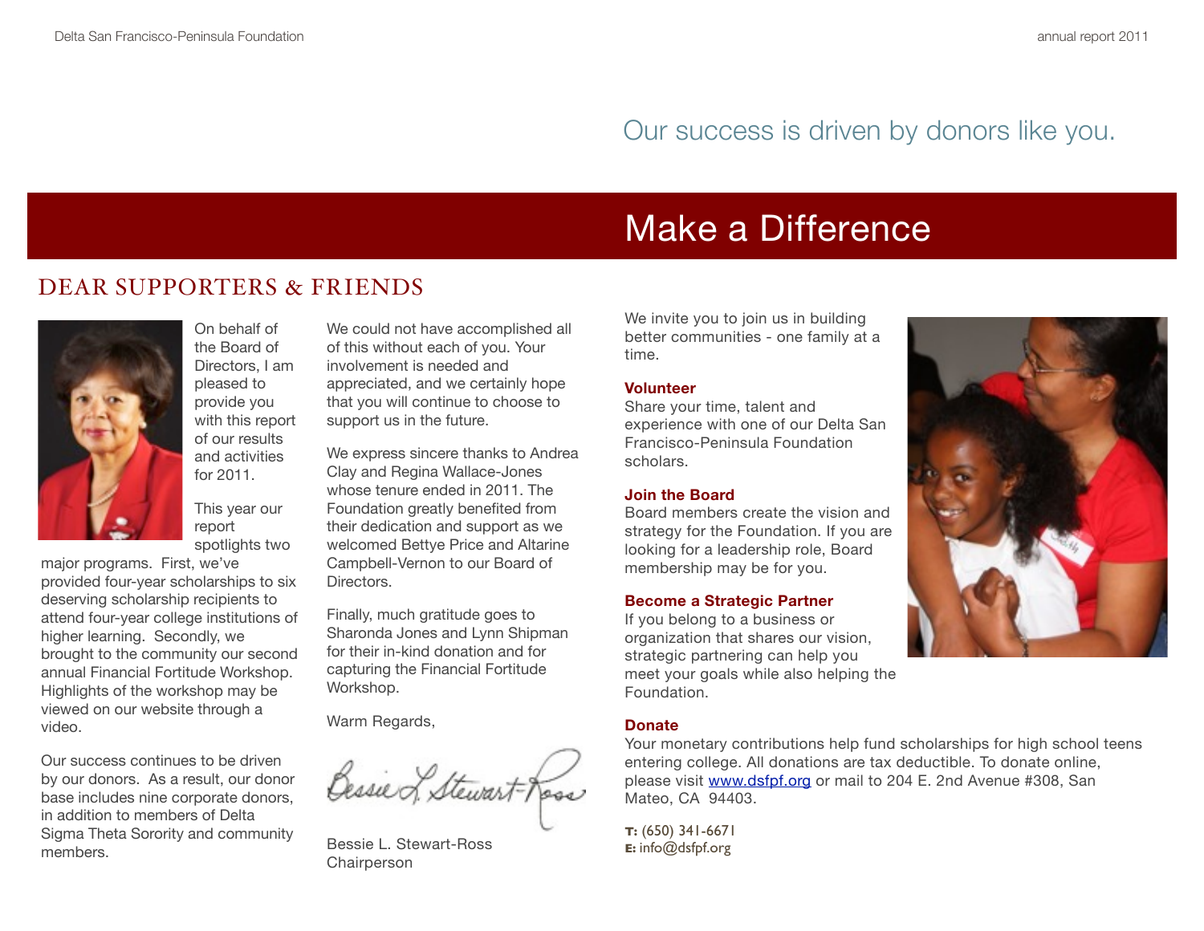Our success is driven by donors like you.

# Make a Difference

## DEAR SUPPORTERS & FRIENDS

On behalf of the Board of Directors, I am pleased to provide you with this report of our results and activities for 2011.

This year our report spotlights two major programs. First, we've provided four-year scholarships to six deserving scholarship recipients to attend four-year college institutions of higher learning. Secondly, we brought to the community our second annual Financial Fortitude Workshop. Highlights of the workshop may be viewed on our website through a video.

Our success continues to be driven by our donors. As a result, our donor base includes nine corporate donors, in addition to members of Delta Sigma Theta Sorority and community members.

We could not have accomplished all of this without each of you. Your involvement is needed and appreciated, and we certainly hope that you will continue to choose to support us in the future.

We express sincere thanks to Andrea Clay and Regina Wallace-Jones whose tenure ended in 2011. The Foundation greatly benefited from their dedication and support as we welcomed Bettye Price and Altarine Campbell-Vernon to our Board of Directors.

Finally, much gratitude goes to Sharonda Jones and Lynn Shipman for their in-kind donation and for capturing the Financial Fortitude Workshop.

Warm Regards,

Bessie L. Stewart-Ross
Chairperson

We invite you to join us in building better communities - one family at a time.

**Volunteer**
Share your time, talent and experience with one of our Delta San Francisco-Peninsula Foundation scholars.

**Join the Board**
Board members create the vision and strategy for the Foundation. If you are looking for a leadership role, Board membership may be for you.

**Become a Strategic Partner**
If you belong to a business or organization that shares our vision, strategic partnering can help you meet your goals while also helping the Foundation.

**Donate**
Your monetary contributions help fund scholarships for high school teens entering college. All donations are tax deductible. To donate online, please visit www.dsfpf.org or mail to 204 E. 2nd Avenue #308, San Mateo, CA 94403.

**T:** (650) 341-6671
**E:** info@dsfpf.org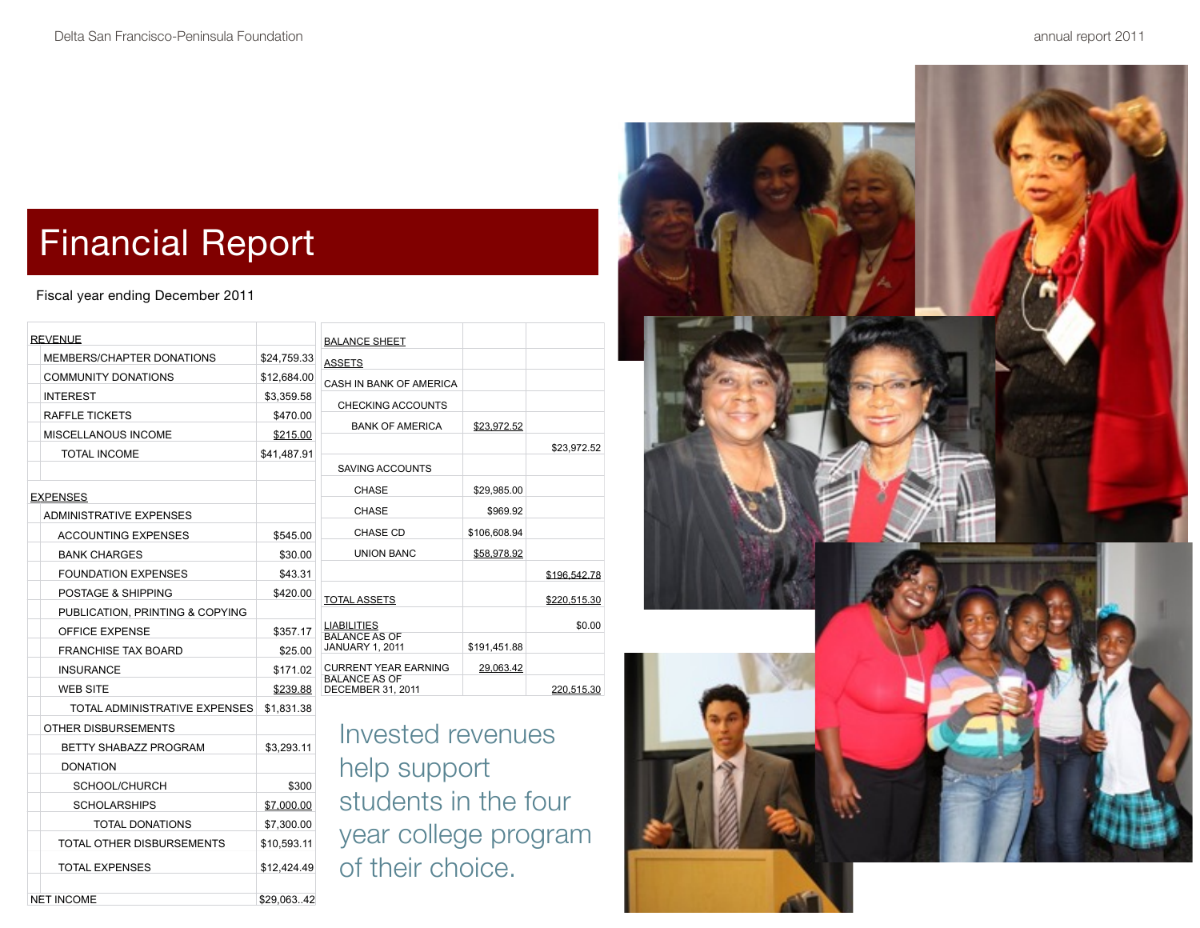# Financial Report

Fiscal year ending December 2011

| REVENUE | |
|---|---|
| MEMBERS/CHAPTER DONATIONS | $24,759.33 |
| COMMUNITY DONATIONS | $12,684.00 |
| INTEREST | $3,359.58 |
| RAFFLE TICKETS | $470.00 |
| MISCELLANOUS INCOME | $215.00 |
| TOTAL INCOME | $41,487.91 |
| | |
| EXPENSES | |
| ADMINISTRATIVE EXPENSES | |
| ACCOUNTING EXPENSES | $545.00 |
| BANK CHARGES | $30.00 |
| FOUNDATION EXPENSES | $43.31 |
| POSTAGE & SHIPPING | $420.00 |
| PUBLICATION, PRINTING & COPYING | |
| OFFICE EXPENSE | $357.17 |
| FRANCHISE TAX BOARD | $25.00 |
| INSURANCE | $171.02 |
| WEB SITE | $239.88 |
| TOTAL ADMINISTRATIVE EXPENSES | $1,831.38 |
| OTHER DISBURSEMENTS | |
| BETTY SHABAZZ PROGRAM | $3,293.11 |
| DONATION | |
| SCHOOL/CHURCH | $300 |
| SCHOLARSHIPS | $7,000.00 |
| TOTAL DONATIONS | $7,300.00 |
| TOTAL OTHER DISBURSEMENTS | $10,593.11 |
| TOTAL EXPENSES | $12,424.49 |
| | |
| NET INCOME | $29,063..42 |

| BALANCE SHEET | | |
|---|---|---|
| ASSETS | | |
| CASH IN BANK OF AMERICA | | |
| CHECKING ACCOUNTS | | |
| BANK OF AMERICA | $23,972.52 | |
| | | $23,972.52 |
| SAVING ACCOUNTS | | |
| CHASE | $29,985.00 | |
| CHASE | $969.92 | |
| CHASE CD | $106,608.94 | |
| UNION BANC | $58,978.92 | |
| | | $196,542.78 |
| TOTAL ASSETS | | $220,515.30 |
| LIABILITIES | | $0.00 |
| BALANCE AS OF JANUARY 1, 2011 | $191,451.88 | |
| CURRENT YEAR EARNING | 29,063.42 | |
| BALANCE AS OF DECEMBER 31, 2011 | | 220,515.30 |

Invested revenues help support students in the four year college program of their choice.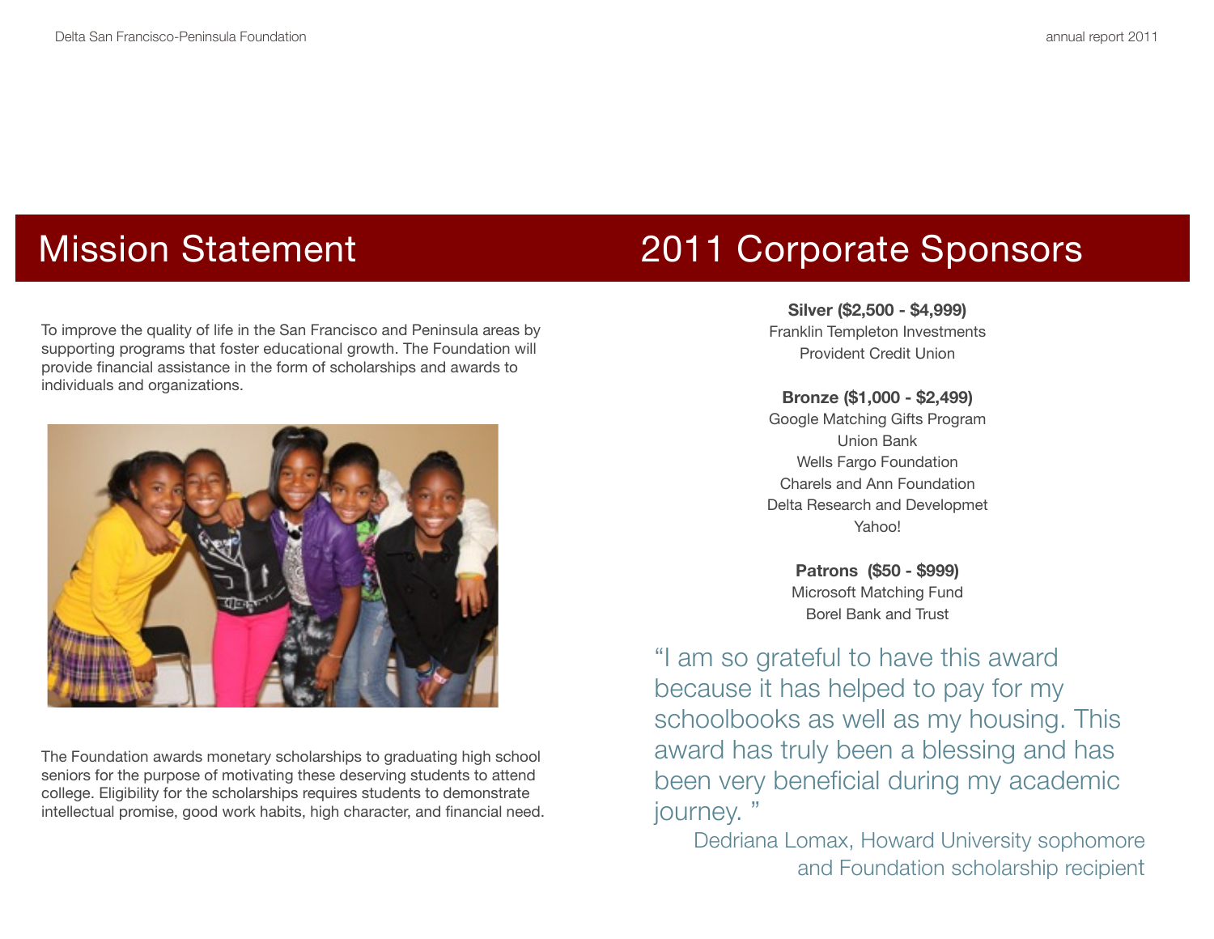## Mission Statement

To improve the quality of life in the San Francisco and Peninsula areas by supporting programs that foster educational growth. The Foundation will provide financial assistance in the form of scholarships and awards to individuals and organizations.

The Foundation awards monetary scholarships to graduating high school seniors for the purpose of motivating these deserving students to attend college. Eligibility for the scholarships requires students to demonstrate intellectual promise, good work habits, high character, and financial need.

## 2011 Corporate Sponsors

**Silver ($2,500 - $4,999)**

Franklin Templeton Investments
Provident Credit Union

**Bronze ($1,000 - $2,499)**

Google Matching Gifts Program
Union Bank
Wells Fargo Foundation
Charels and Ann Foundation
Delta Research and Developmet
Yahoo!

**Patrons ($50 - $999)**

Microsoft Matching Fund
Borel Bank and Trust

"I am so grateful to have this award because it has helped to pay for my schoolbooks as well as my housing. This award has truly been a blessing and has been very beneficial during my academic journey. "

Dedriana Lomax, Howard University sophomore and Foundation scholarship recipient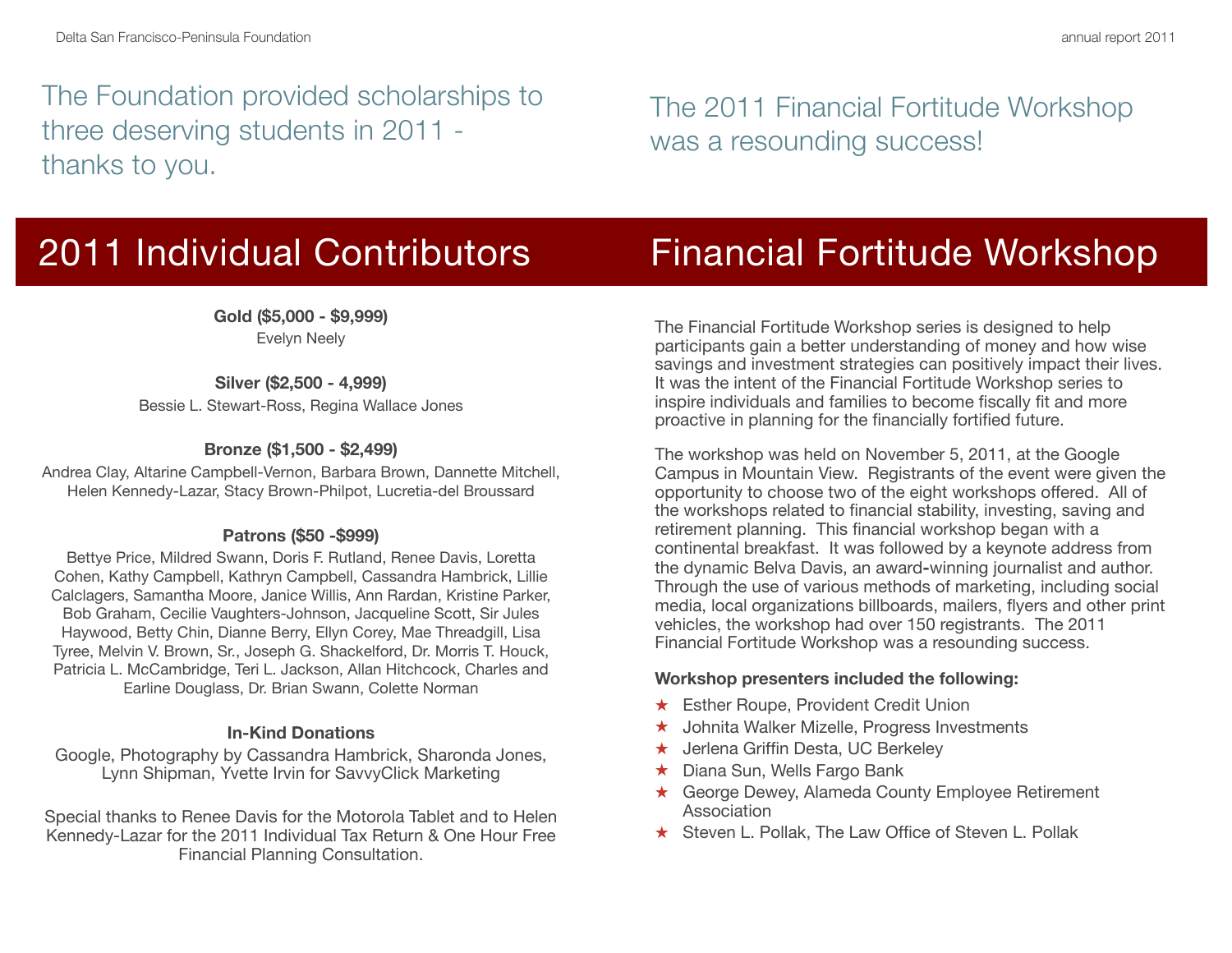The Foundation provided scholarships to three deserving students in 2011 - thanks to you.

## 2011 Individual Contributors

**Gold ($5,000 - $9,999)**
Evelyn Neely

**Silver ($2,500 - 4,999)**
Bessie L. Stewart-Ross, Regina Wallace Jones

**Bronze ($1,500 - $2,499)**
Andrea Clay, Altarine Campbell-Vernon, Barbara Brown, Dannette Mitchell, Helen Kennedy-Lazar, Stacy Brown-Philpot, Lucretia-del Broussard

**Patrons ($50 -$999)**
Bettye Price, Mildred Swann, Doris F. Rutland, Renee Davis, Loretta Cohen, Kathy Campbell, Kathryn Campbell, Cassandra Hambrick, Lillie Calclagers, Samantha Moore, Janice Willis, Ann Rardan, Kristine Parker, Bob Graham, Cecilie Vaughters-Johnson, Jacqueline Scott, Sir Jules Haywood, Betty Chin, Dianne Berry, Ellyn Corey, Mae Threadgill, Lisa Tyree, Melvin V. Brown, Sr., Joseph G. Shackelford, Dr. Morris T. Houck, Patricia L. McCambridge, Teri L. Jackson, Allan Hitchcock, Charles and Earline Douglass, Dr. Brian Swann, Colette Norman

**In-Kind Donations**
Google, Photography by Cassandra Hambrick, Sharonda Jones, Lynn Shipman, Yvette Irvin for SavvyClick Marketing

Special thanks to Renee Davis for the Motorola Tablet and to Helen Kennedy-Lazar for the 2011 Individual Tax Return & One Hour Free Financial Planning Consultation.

The 2011 Financial Fortitude Workshop was a resounding success!

## Financial Fortitude Workshop

The Financial Fortitude Workshop series is designed to help participants gain a better understanding of money and how wise savings and investment strategies can positively impact their lives. It was the intent of the Financial Fortitude Workshop series to inspire individuals and families to become fiscally fit and more proactive in planning for the financially fortified future.

The workshop was held on November 5, 2011, at the Google Campus in Mountain View. Registrants of the event were given the opportunity to choose two of the eight workshops offered. All of the workshops related to financial stability, investing, saving and retirement planning. This financial workshop began with a continental breakfast. It was followed by a keynote address from the dynamic Belva Davis, an award-winning journalist and author. Through the use of various methods of marketing, including social media, local organizations billboards, mailers, flyers and other print vehicles, the workshop had over 150 registrants. The 2011 Financial Fortitude Workshop was a resounding success.

**Workshop presenters included the following:**

- Esther Roupe, Provident Credit Union
- Johnita Walker Mizelle, Progress Investments
- Jerlena Griffin Desta, UC Berkeley
- Diana Sun, Wells Fargo Bank
- George Dewey, Alameda County Employee Retirement Association
- Steven L. Pollak, The Law Office of Steven L. Pollak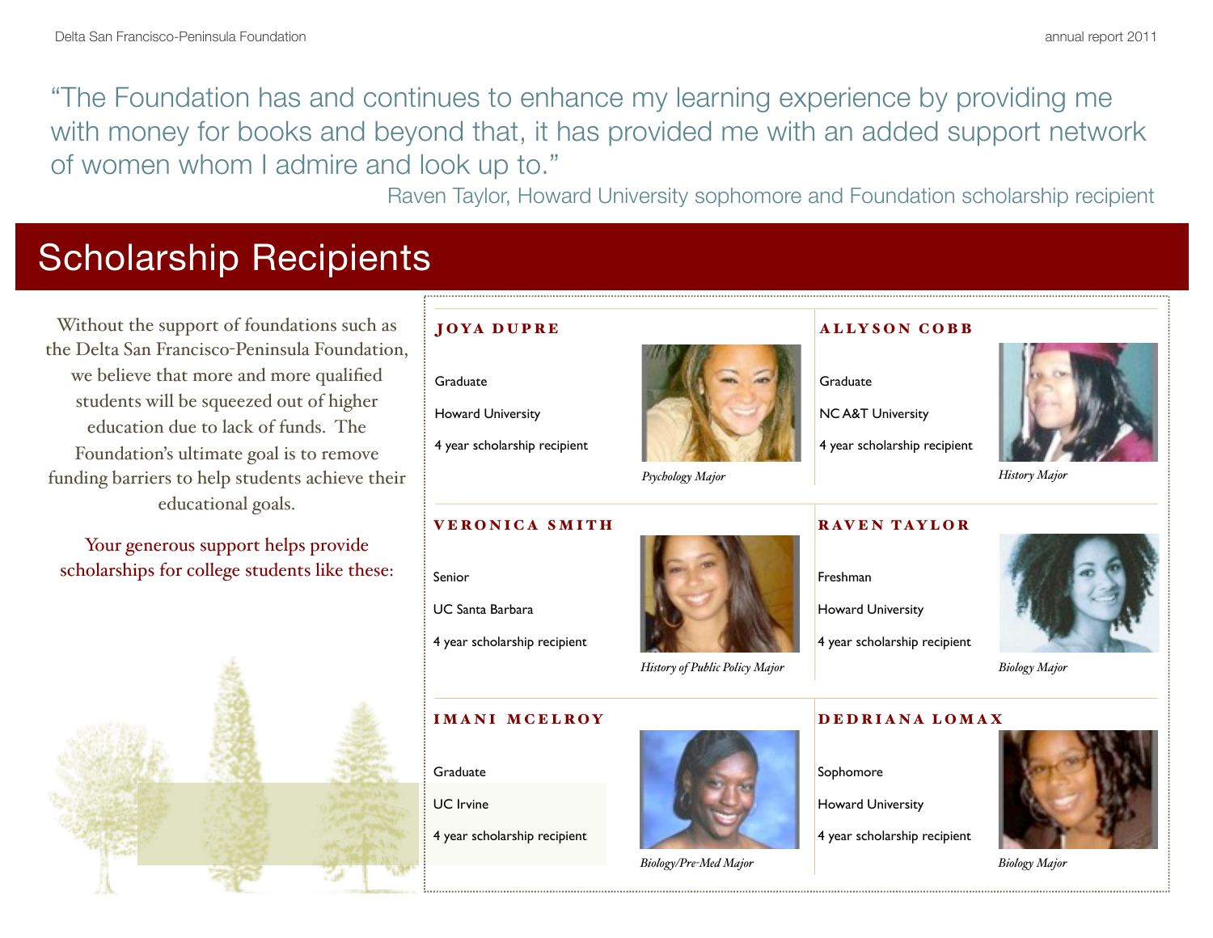"The Foundation has and continues to enhance my learning experience by providing me with money for books and beyond that, it has provided me with an added support network of women whom I admire and look up to."

Raven Taylor, Howard University sophomore and Foundation scholarship recipient

# Scholarship Recipients

Without the support of foundations such as the Delta San Francisco-Peninsula Foundation, we believe that more and more qualified students will be squeezed out of higher education due to lack of funds. The Foundation's ultimate goal is to remove funding barriers to help students achieve their educational goals.

Your generous support helps provide scholarships for college students like these:

### JOYA DUPRE

Graduate

Howard University

4 year scholarship recipient

*Psychology Major*

### ALLYSON COBB

Graduate

NC A&T University

4 year scholarship recipient

*History Major*

### VERONICA SMITH

Senior

UC Santa Barbara

4 year scholarship recipient

*History of Public Policy Major*

### RAVEN TAYLOR

Freshman

Howard University

4 year scholarship recipient

*Biology Major*

### IMANI MCELROY

Graduate

UC Irvine

4 year scholarship recipient

*Biology/Pre-Med Major*

### DEDRIANA LOMAX

Sophomore

Howard University

4 year scholarship recipient

*Biology Major*